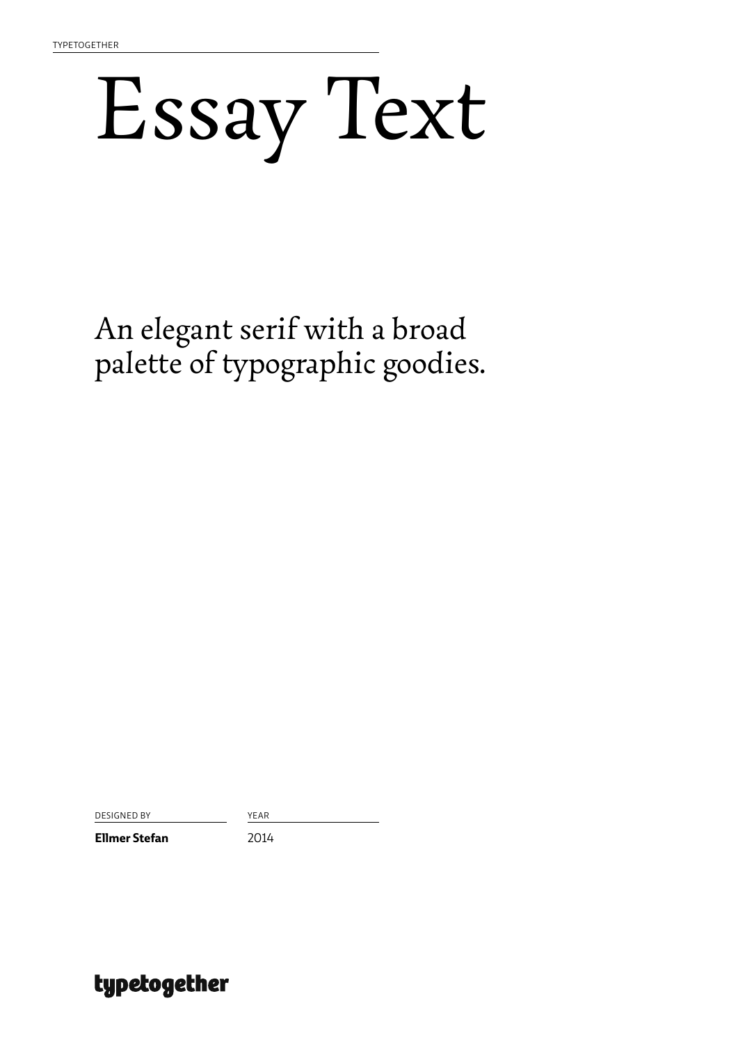# Essay Text

An elegant serif with a broad palette of typographic goodies.

| DESIGNED BY | YEAR |
| --- | --- |
| **Ellmer Stefan** | 2014 |

**typetogether**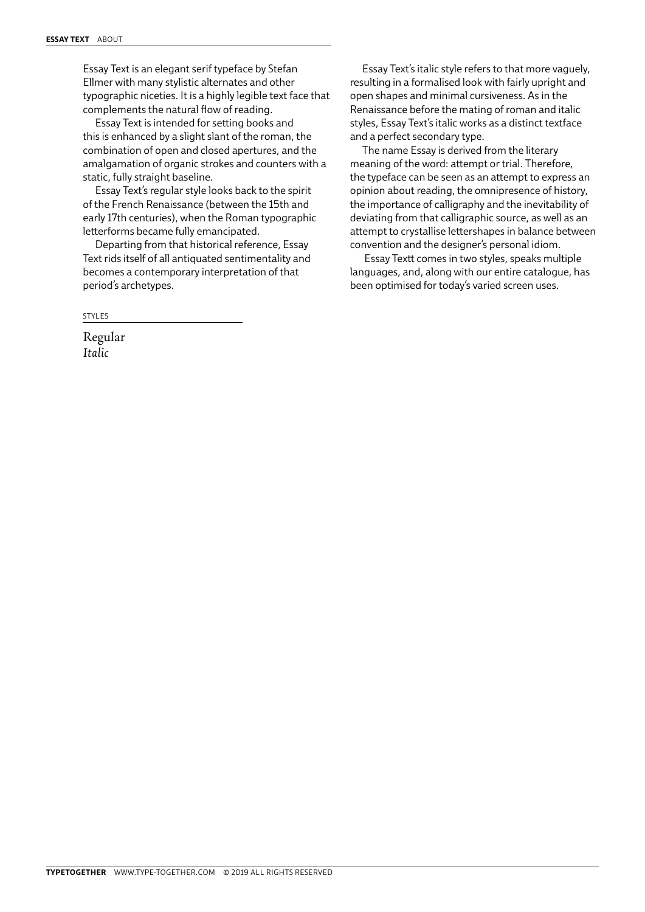Essay Text is an elegant serif typeface by Stefan Ellmer with many stylistic alternates and other typographic niceties. It is a highly legible text face that complements the natural flow of reading.

Essay Text is intended for setting books and this is enhanced by a slight slant of the roman, the combination of open and closed apertures, and the amalgamation of organic strokes and counters with a static, fully straight baseline.

Essay Text's regular style looks back to the spirit of the French Renaissance (between the 15th and early 17th centuries), when the Roman typographic letterforms became fully emancipated.

Departing from that historical reference, Essay Text rids itself of all antiquated sentimentality and becomes a contemporary interpretation of that period's archetypes.

Essay Text's italic style refers to that more vaguely, resulting in a formalised look with fairly upright and open shapes and minimal cursiveness. As in the Renaissance before the mating of roman and italic styles, Essay Text's italic works as a distinct textface and a perfect secondary type.

The name Essay is derived from the literary meaning of the word: attempt or trial. Therefore, the typeface can be seen as an attempt to express an opinion about reading, the omnipresence of history, the importance of calligraphy and the inevitability of deviating from that calligraphic source, as well as an attempt to crystallise lettershapes in balance between convention and the designer's personal idiom.

Essay Textt comes in two styles, speaks multiple languages, and, along with our entire catalogue, has been optimised for today's varied screen uses.

STYLES

Regular
*Italic*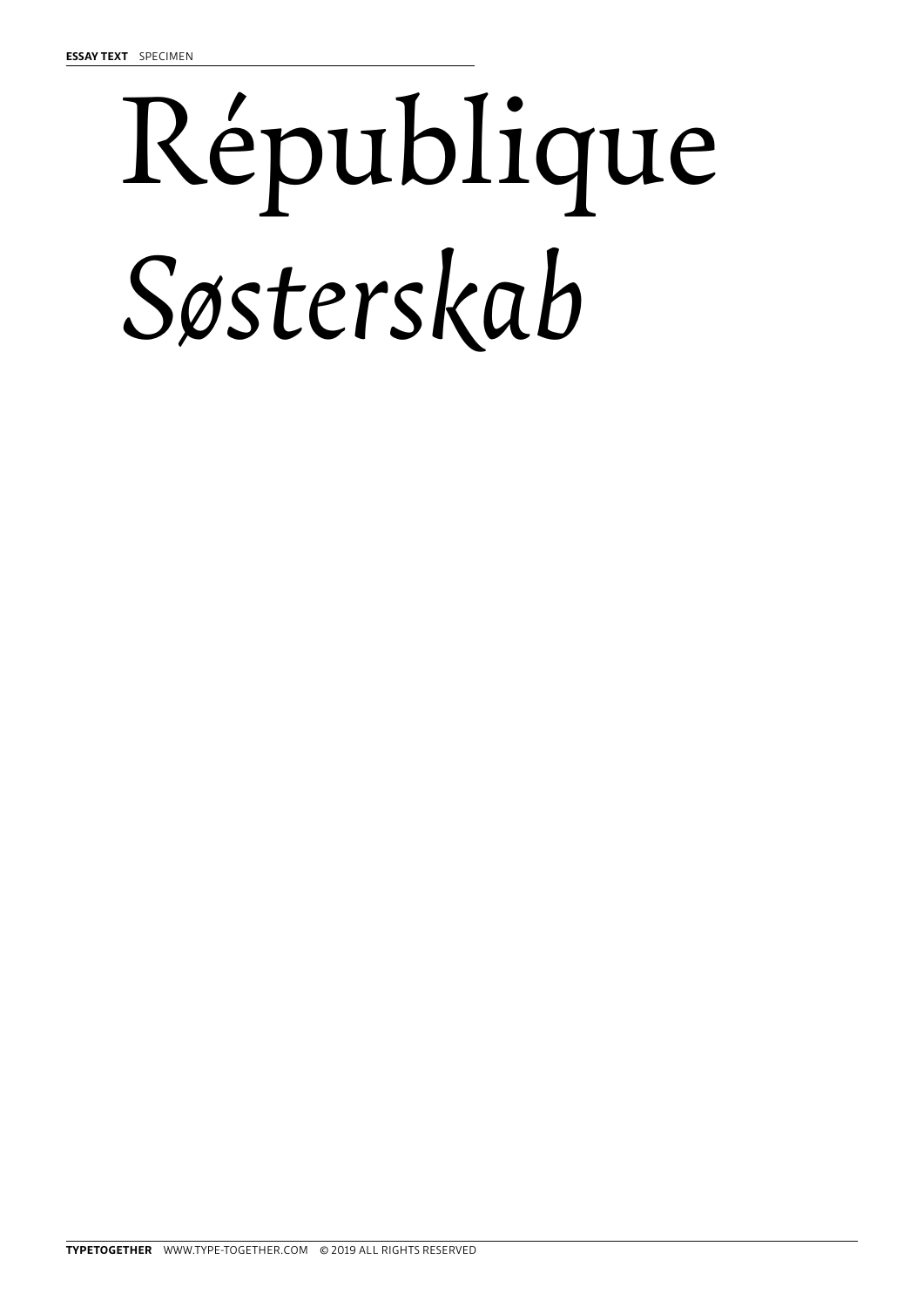République

*Søsterskab*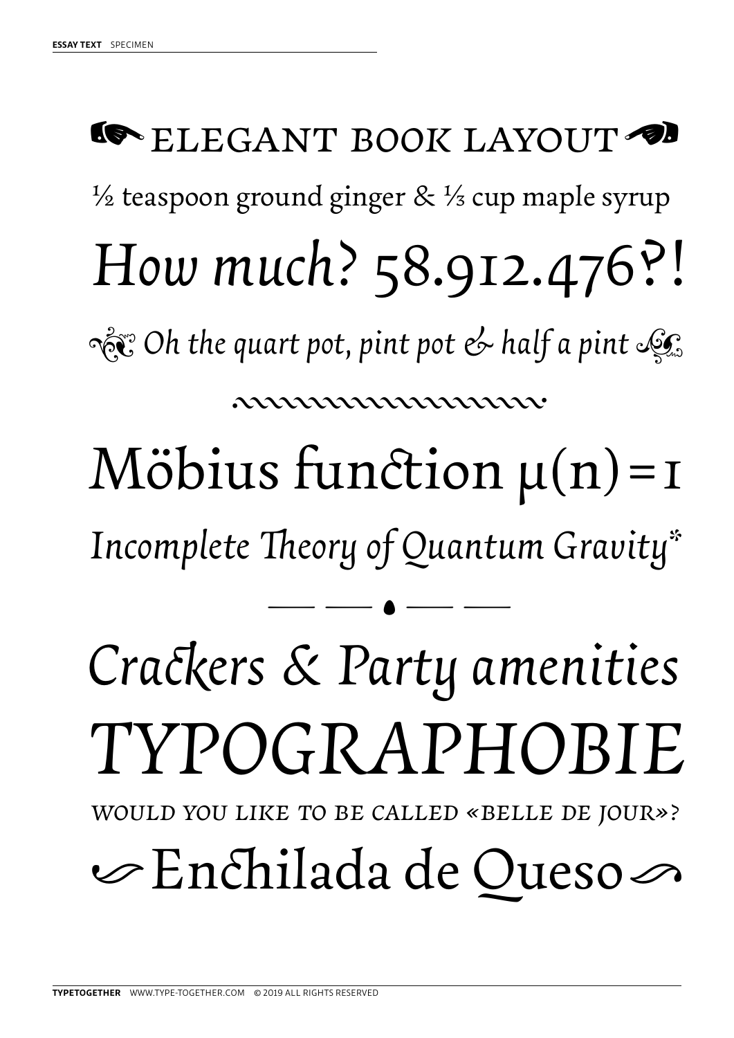☛ ELEGANT BOOK LAYOUT ☚

½ teaspoon ground ginger & ⅓ cup maple syrup

*How much? 58.912.476?!*

*Oh the quart pot, pint pot & half a pint*

Möbius function μ(n)=1

*Incomplete Theory of Quantum Gravity**

*Crackers & Party amenities*

*TYPOGRAPHOBIE*

*WOULD YOU LIKE TO BE CALLED «BELLE DE JOUR»?*

Enchilada de Queso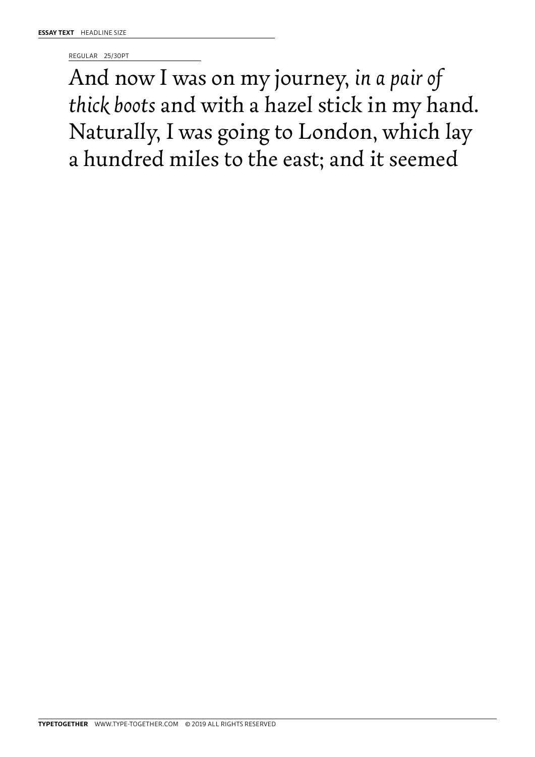**ESSAY TEXT** HEADLINE SIZE

REGULAR 25/30PT

And now I was on my journey, *in a pair of thick boots* and with a hazel stick in my hand. Naturally, I was going to London, which lay a hundred miles to the east; and it seemed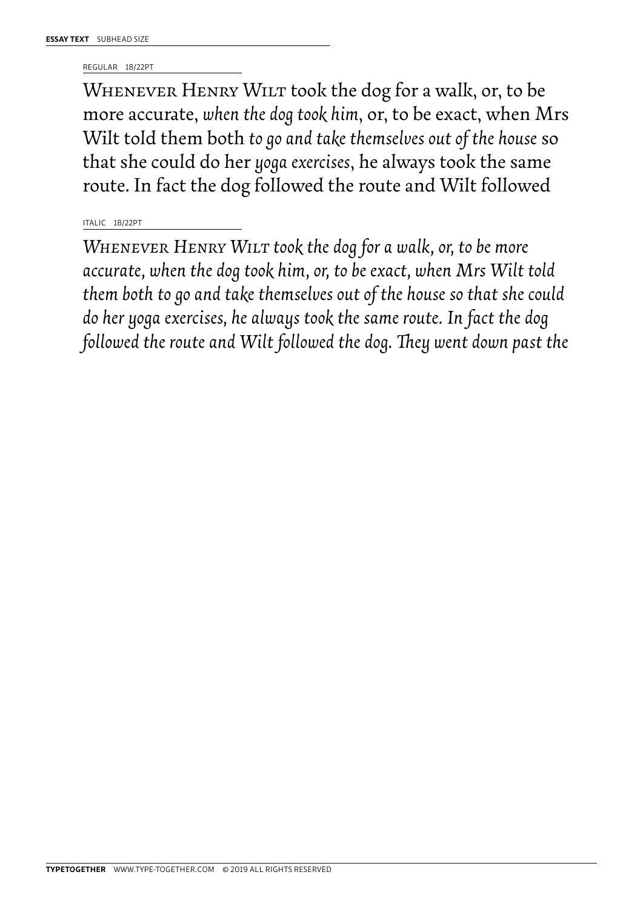**ESSAY TEXT** SUBHEAD SIZE

REGULAR 18/22PT

Whenever Henry Wilt took the dog for a walk, or, to be more accurate, *when the dog took him*, or, to be exact, when Mrs Wilt told them both *to go and take themselves out of the house* so that she could do her *yoga exercises*, he always took the same route. In fact the dog followed the route and Wilt followed

ITALIC 18/22PT

*Whenever Henry Wilt took the dog for a walk, or, to be more accurate, when the dog took him, or, to be exact, when Mrs Wilt told them both to go and take themselves out of the house so that she could do her yoga exercises, he always took the same route. In fact the dog followed the route and Wilt followed the dog. They went down past the*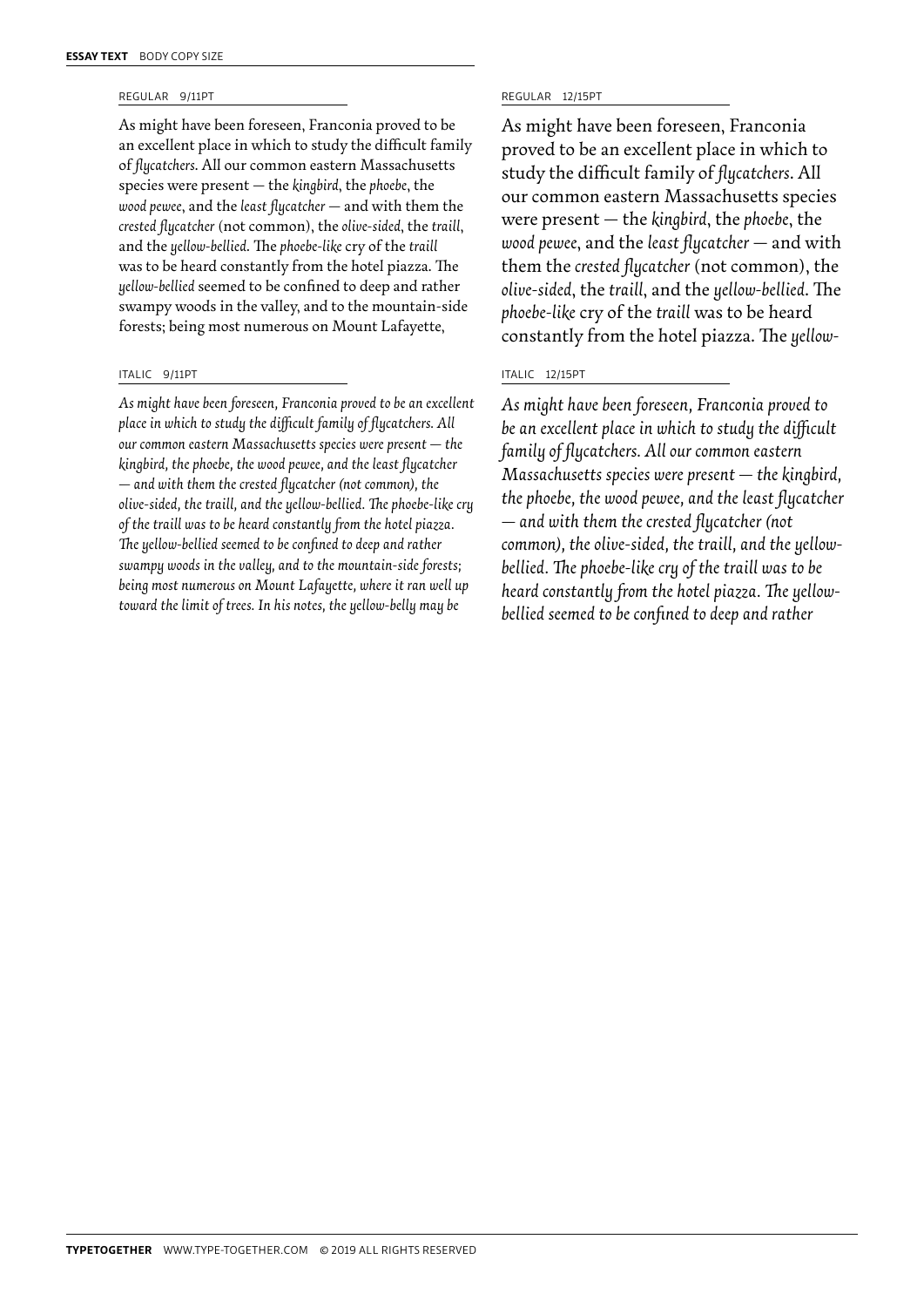**ESSAY TEXT** BODY COPY SIZE

REGULAR 9/11PT

As might have been foreseen, Franconia proved to be an excellent place in which to study the difficult family of *flycatchers*. All our common eastern Massachusetts species were present — the *kingbird*, the *phoebe*, the *wood pewee*, and the *least flycatcher* — and with them the *crested flycatcher* (not common), the *olive-sided*, the *traill*, and the *yellow-bellied*. The *phoebe-like* cry of the *traill* was to be heard constantly from the hotel piazza. The *yellow-bellied* seemed to be confined to deep and rather swampy woods in the valley, and to the mountain-side forests; being most numerous on Mount Lafayette,

ITALIC 9/11PT

*As might have been foreseen, Franconia proved to be an excellent place in which to study the difficult family of flycatchers. All our common eastern Massachusetts species were present — the kingbird, the phoebe, the wood pewee, and the least flycatcher — and with them the crested flycatcher (not common), the olive-sided, the traill, and the yellow-bellied. The phoebe-like cry of the traill was to be heard constantly from the hotel piazza. The yellow-bellied seemed to be confined to deep and rather swampy woods in the valley, and to the mountain-side forests; being most numerous on Mount Lafayette, where it ran well up toward the limit of trees. In his notes, the yellow-belly may be*

REGULAR 12/15PT

As might have been foreseen, Franconia proved to be an excellent place in which to study the difficult family of *flycatchers*. All our common eastern Massachusetts species were present — the *kingbird*, the *phoebe*, the *wood pewee*, and the *least flycatcher* — and with them the *crested flycatcher* (not common), the *olive-sided*, the *traill*, and the *yellow-bellied*. The *phoebe-like* cry of the *traill* was to be heard constantly from the hotel piazza. The *yellow-*

ITALIC 12/15PT

*As might have been foreseen, Franconia proved to be an excellent place in which to study the difficult family of flycatchers. All our common eastern Massachusetts species were present — the kingbird, the phoebe, the wood pewee, and the least flycatcher — and with them the crested flycatcher (not common), the olive-sided, the traill, and the yellow-bellied. The phoebe-like cry of the traill was to be heard constantly from the hotel piazza. The yellow-bellied seemed to be confined to deep and rather*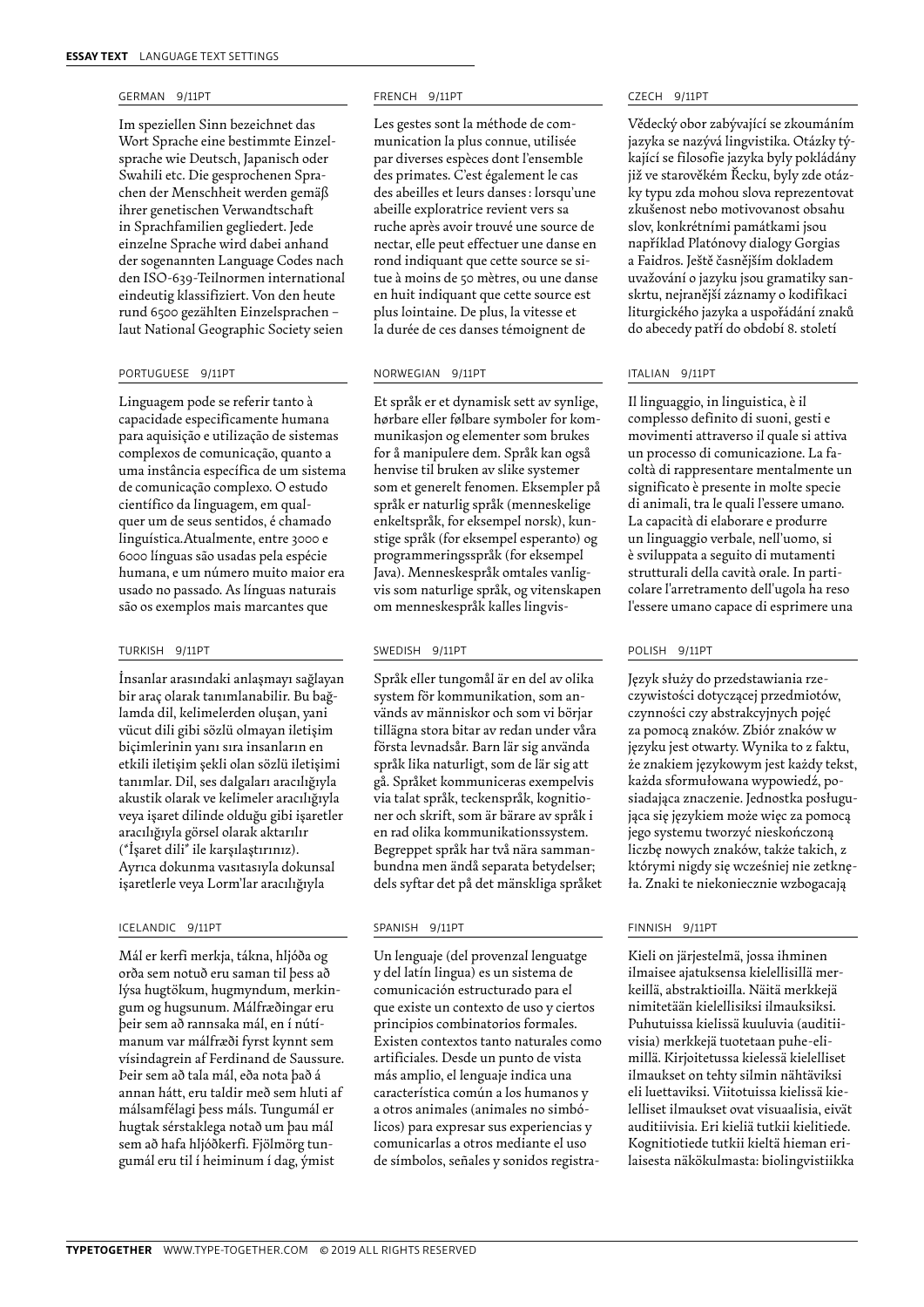**ESSAY TEXT** LANGUAGE TEXT SETTINGS

## GERMAN 9/11PT

Im speziellen Sinn bezeichnet das Wort Sprache eine bestimmte Einzelsprache wie Deutsch, Japanisch oder Swahili etc. Die gesprochenen Sprachen der Menschheit werden gemäß ihrer genetischen Verwandtschaft in Sprachfamilien gegliedert. Jede einzelne Sprache wird dabei anhand der sogenannten Language Codes nach den ISO-639-Teilnormen international eindeutig klassifiziert. Von den heute rund 6500 gezählten Einzelsprachen – laut National Geographic Society seien

## FRENCH 9/11PT

Les gestes sont la méthode de communication la plus connue, utilisée par diverses espèces dont l'ensemble des primates. C'est également le cas des abeilles et leurs danses : lorsqu'une abeille exploratrice revient vers sa ruche après avoir trouvé une source de nectar, elle peut effectuer une danse en rond indiquant que cette source se situe à moins de 50 mètres, ou une danse en huit indiquant que cette source est plus lointaine. De plus, la vitesse et la durée de ces danses témoignent de

## CZECH 9/11PT

Vědecký obor zabývající se zkoumáním jazyka se nazývá lingvistika. Otázky týkající se filosofie jazyka byly pokládány již ve starověkém Řecku, byly zde otázky typu zda mohou slova reprezentovat zkušenost nebo motivovanost obsahu slov, konkrétními památkami jsou například Platónovy dialogy Gorgias a Faidros. Ještě časnějším dokladem uvažování o jazyku jsou gramatiky sanskrtu, nejranější záznamy o kodifikaci liturgického jazyka a uspořádání znaků do abecedy patří do období 8. století

## PORTUGUESE 9/11PT

Linguagem pode se referir tanto à capacidade especificamente humana para aquisição e utilização de sistemas complexos de comunicação, quanto a uma instância específica de um sistema de comunicação complexo. O estudo científico da linguagem, em qualquer um de seus sentidos, é chamado linguística.Atualmente, entre 3000 e 6000 línguas são usadas pela espécie humana, e um número muito maior era usado no passado. As línguas naturais são os exemplos mais marcantes que

## NORWEGIAN 9/11PT

Et språk er et dynamisk sett av synlige, hørbare eller følbare symboler for kommunikasjon og elementer som brukes for å manipulere dem. Språk kan også henvise til bruken av slike systemer som et generelt fenomen. Eksempler på språk er naturlig språk (menneskelige enkeltspråk, for eksempel norsk), kunstige språk (for eksempel esperanto) og programmeringsspråk (for eksempel Java). Menneskespråk omtales vanligvis som naturlige språk, og vitenskapen om menneskespråk kalles lingvis-

## ITALIAN 9/11PT

Il linguaggio, in linguistica, è il complesso definito di suoni, gesti e movimenti attraverso il quale si attiva un processo di comunicazione. La facoltà di rappresentare mentalmente un significato è presente in molte specie di animali, tra le quali l'essere umano. La capacità di elaborare e produrre un linguaggio verbale, nell'uomo, si è sviluppata a seguito di mutamenti strutturali della cavità orale. In particolare l'arretramento dell'ugola ha reso l'essere umano capace di esprimere una

## TURKISH 9/11PT

İnsanlar arasındaki anlaşmayı sağlayan bir araç olarak tanımlanabilir. Bu bağlamda dil, kelimelerden oluşan, yani vücut dili gibi sözlü olmayan iletişim biçimlerinin yanı sıra insanların en etkili iletişim şekli olan sözlü iletişimi tanımlar. Dil, ses dalgaları aracılığıyla akustik olarak ve kelimeler aracılığıyla veya işaret dilinde olduğu gibi işaretler aracılığıyla görsel olarak aktarılır ("İşaret dili" ile karşılaştırınız). Ayrıca dokunma vasıtasıyla dokunsal işaretlerle veya Lorm'lar aracılığıyla

## SWEDISH 9/11PT

Språk eller tungomål är en del av olika system för kommunikation, som används av människor och som vi börjar tillägna stora bitar av redan under våra första levnadsår. Barn lär sig använda språk lika naturligt, som de lär sig att gå. Språket kommuniceras exempelvis via talat språk, teckenspråk, kognitioner och skrift, som är bärare av språk i en rad olika kommunikationssystem. Begreppet språk har två nära sammanbundna men ändå separata betydelser; dels syftar det på det mänskliga språket

## POLISH 9/11PT

Język służy do przedstawiania rzeczywistości dotyczącej przedmiotów, czynności czy abstrakcyjnych pojęć za pomocą znaków. Zbiór znaków w języku jest otwarty. Wynika to z faktu, że znakiem językowym jest każdy tekst, każda sformułowana wypowiedź, posiadająca znaczenie. Jednostka posługująca się językiem może więc za pomocą jego systemu tworzyć nieskończoną liczbę nowych znaków, także takich, z którymi nigdy się wcześniej nie zetknęła. Znaki te niekoniecznie wzbogacają

## ICELANDIC 9/11PT

Mál er kerfi merkja, tákna, hljóða og orða sem notuð eru saman til þess að lýsa hugtökum, hugmyndum, merkingum og hugsunum. Málfræðingar eru þeir sem að rannsaka mál, en í nútímanum var málfræði fyrst kynnt sem vísindagrein af Ferdinand de Saussure. Þeir sem að tala mál, eða nota það á annan hátt, eru taldir með sem hluti af málsamfélagi þess máls. Tungumál er hugtak sérstaklega notað um þau mál sem að hafa hljóðkerfi. Fjölmörg tungumál eru til í heiminum í dag, ýmist

## SPANISH 9/11PT

Un lenguaje (del provenzal lenguatge y del latín lingua) es un sistema de comunicación estructurado para el que existe un contexto de uso y ciertos principios combinatorios formales. Existen contextos tanto naturales como artificiales. Desde un punto de vista más amplio, el lenguaje indica una característica común a los humanos y a otros animales (animales no simbólicos) para expresar sus experiencias y comunicarlas a otros mediante el uso de símbolos, señales y sonidos registra-

## FINNISH 9/11PT

Kieli on järjestelmä, jossa ihminen ilmaisee ajatuksensa kielellisillä merkeillä, abstraktioilla. Näitä merkkejä nimitetään kielellisiksi ilmauksiksi. Puhutuissa kielissä kuuluvia (auditiivisia) merkkejä tuotetaan puhe-elimillä. Kirjoitetussa kielessä kielelliset ilmaukset on tehty silmin nähtäviksi eli luettaviksi. Viitotuissa kielissä kielelliset ilmaukset ovat visuaalisia, eivät auditiivisia. Eri kieliä tutkii kielitiede. Kognitiotiede tutkii kieltä hieman erilaisesta näkökulmasta: biolingvistiikka

**TYPETOGETHER** WWW.TYPE-TOGETHER.COM © 2019 ALL RIGHTS RESERVED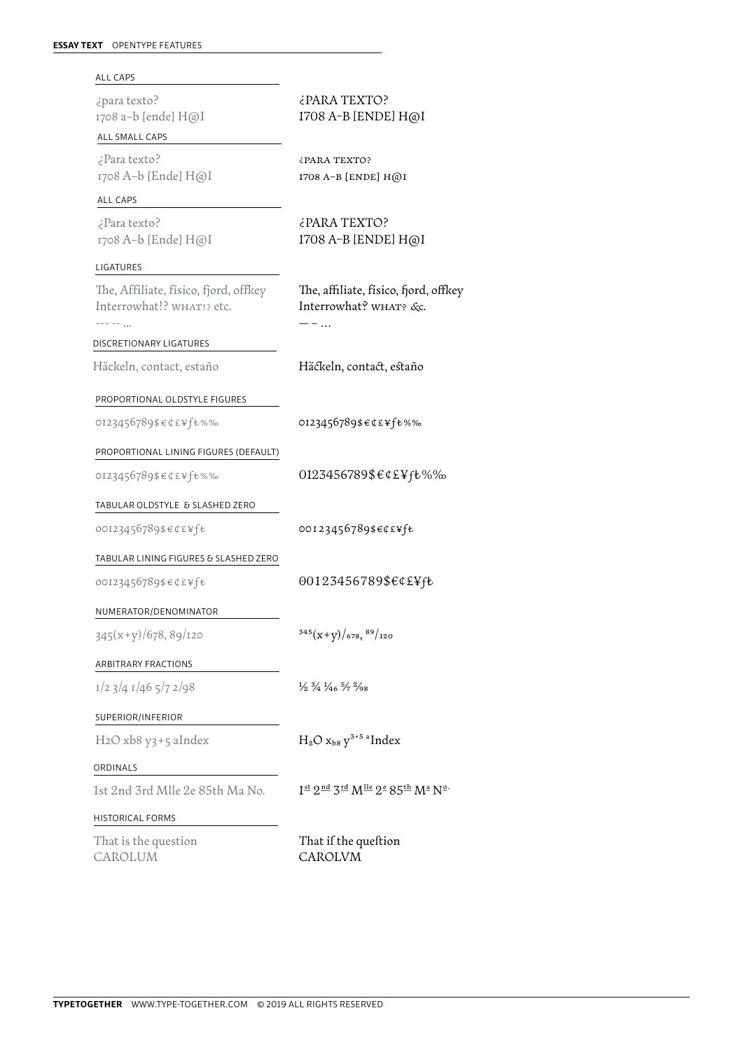**ESSAY TEXT** OPENTYPE FEATURES

| Feature | Input | Output |
|---|---|---|
| ALL CAPS | ¿para texto?<br>1708 a–b [ende] H@I | ¿PARA TEXTO?<br>1708 A–B [ENDE] H@I |
| ALL SMALL CAPS | ¿Para texto?<br>1708 A–b [Ende] H@I | ¿PARA TEXTO?<br>1708 A–B [ENDE] H@I |
| ALL CAPS | ¿Para texto?<br>1708 A–b [Ende] H@I | ¿PARA TEXTO?<br>1708 A–B [ENDE] H@I |
| LIGATURES | The, Affiliate, físico, fjord, offkey<br>Interrowhat!? WHAT!? etc.<br>--- -- ... | The, affiliate, físico, fjord, offkey<br>Interrowhat‽ WHAT‽ &c.<br>— – … |
| DISCRETIONARY LIGATURES | Häckeln, contact, estaño | Häckeln, contact, estaño |
| PROPORTIONAL OLDSTYLE FIGURES | 0123456789$€¢£¥ƒ₺%‰ | 0123456789$€¢£¥ƒ₺%‰ |
| PROPORTIONAL LINING FIGURES (DEFAULT) | 0123456789$€¢£¥ƒ₺%‰ | 0123456789$€¢£¥ƒ₺%‰ |
| TABULAR OLDSTYLE & SLASHED ZERO | 00123456789$€¢£¥ƒ₺ | 00123456789$€¢£¥ƒ₺ |
| TABULAR LINING FIGURES & SLASHED ZERO | 00123456789$€¢£¥ƒ₺ | 00123456789$€¢£¥ƒ₺ |
| NUMERATOR/DENOMINATOR | 345(x+y)/678, 89/120 | $^{345}(x+y)/_{678}$, $^{89}/_{120}$ |
| ARBITRARY FRACTIONS | 1/2 3/4 1/46 5/7 2/98 | ½ ¾ $^{1}/_{46}$ $^{5}/_{7}$ $^{2}/_{98}$ |
| SUPERIOR/INFERIOR | H2O xb8 y3+5 aIndex | $H_2O$ $x_{b8}$ $y^{3+5}$ $^{a}$Index |
| ORDINALS | 1st 2nd 3rd Mlle 2e 85th Ma No. | $1^{st}$ $2^{nd}$ $3^{rd}$ $M^{lle}$ $2^{e}$ $85^{th}$ $M^{a}$ $N^{o}$ |
| HISTORICAL FORMS | That is the question<br>CAROLUM | That iſ the queſtion<br>CAROLVM |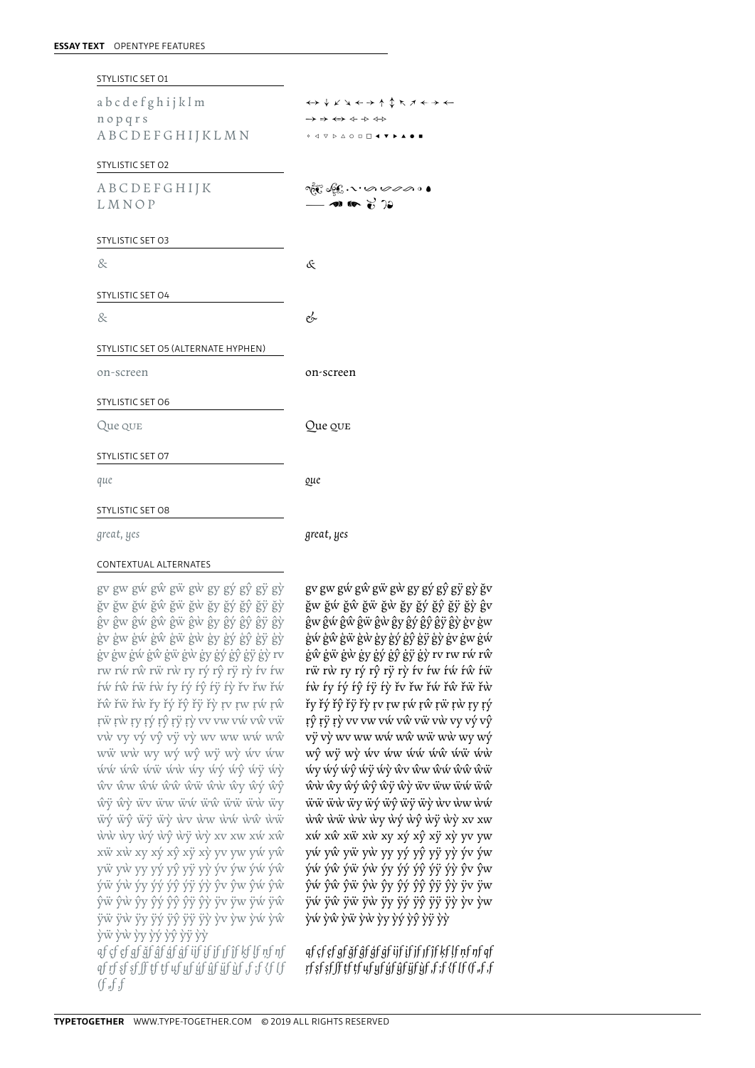**ESSAY TEXT** OPENTYPE FEATURES

| STYLISTIC SET 01 | |
|---|---|
| a b c d e f g h i j k l m | ↔ ↓ ↙ ↘ ← → ↑ ↕ ↖ ↗ ← → ← |
| n o p q r s | → ⇒ ⇔ ⇷ ⇸ ⇹ |
| A B C D E F G H I J K L M N | ◦ ◁ ▽ ▷ △ ○ ◻ □ ◀ ▼ ▶ ▲ ● ■ |

| STYLISTIC SET 02 | |
|---|---|
| A B C D E F G H I J K | |
| L M N O P | |

| STYLISTIC SET 03 | |
|---|---|
| & | & |

| STYLISTIC SET 04 | |
|---|---|
| & | & |

| STYLISTIC SET 05 (ALTERNATE HYPHEN) | |
|---|---|
| on-screen | on-screen |

| STYLISTIC SET 06 | |
|---|---|
| Que QUE | Que QUE |

| STYLISTIC SET 07 | |
|---|---|
| *que* | *que* |

| STYLISTIC SET 08 | |
|---|---|
| *great, yes* | *great, yes* |

CONTEXTUAL ALTERNATES

gv gw gẃ gŵ gẅ gẁ gy gý gŷ gÿ gỳ ğv ğw ğẃ ğŵ ğẅ ğẁ ğy ğý ğŷ ğÿ ğỳ ĝv ĝw ĝẃ ĝŵ ĝẅ ĝẁ ĝy ĝý ĝŷ ĝÿ ĝỳ ġv ġw ġẃ ġŵ ġẅ ġẁ ġy ġý ġŷ ġÿ ġỳ ģv ģw ģẃ ģŵ ģẅ ģẁ ģy ģý ģŷ ģÿ ģỳ rv rw rẃ rŵ rẅ rẁ ry rý rŷ rÿ rỳ ŕv ŕw ŕẃ ŕŵ ŕẅ ŕẁ ŕy ŕý ŕŷ ŕÿ ŕỳ řv řw řẃ řŵ řẅ řẁ řy řý řŷ řÿ řỳ ŗv ŗw ŗẃ ŗŵ ŗẅ ŗẁ ŗy ŗý ŗŷ ŗÿ ŗỳ vv vw vẃ vŵ vẅ vẁ vy vý vŷ vÿ vỳ wv ww wẃ wŵ wẅ wẁ wy wý wŷ wÿ wỳ ẃv ẃw ẃẃ ẃŵ ẃẅ ẃẁ ẃy ẃý ẃŷ ẃÿ ẃỳ ŵv ŵw ŵẃ ŵŵ ŵẅ ŵẁ ŵy ŵý ŵŷ ŵÿ ŵỳ ẅv ẅw ẅẃ ẅŵ ẅẅ ẅẁ ẅy ẅý ẅŷ ẅÿ ẅỳ ẁv ẁw ẁẃ ẁŵ ẁẅ ẁẁ ẁy ẁý ẁŷ ẁÿ ẁỳ xv xw xẃ xŵ xẅ xẁ xy xý xŷ xÿ xỳ yv yw yẃ yŵ yẅ yẁ yy yý yŷ yÿ yỳ ýv ýw ýẃ ýŵ ýẅ ýẁ ýy ýý ýŷ ýÿ ýỳ ŷv ŷw ŷẃ ŷŵ ŷẅ ŷẁ ŷy ŷý ŷŷ ŷÿ ŷỳ ÿv ÿw ÿẃ ÿŵ ÿẅ ÿẁ ÿy ÿý ÿŷ ÿÿ ÿỳ ỳv ỳw ỳẃ ỳŵ ỳẅ ỳẁ ỳy ỳý ỳŷ ỳÿ ỳỳ

*ɋf ƈf ɇf ğf ĝf ģf ġf ïf ĭf ĵf ĵf ǰf ƙf ƚf ɲf ɳf ɽf ʂf ʃf ƭf ʈf ɥf ýf ŷf ÿf ỳf „f ;f {f [f (f „f ,f*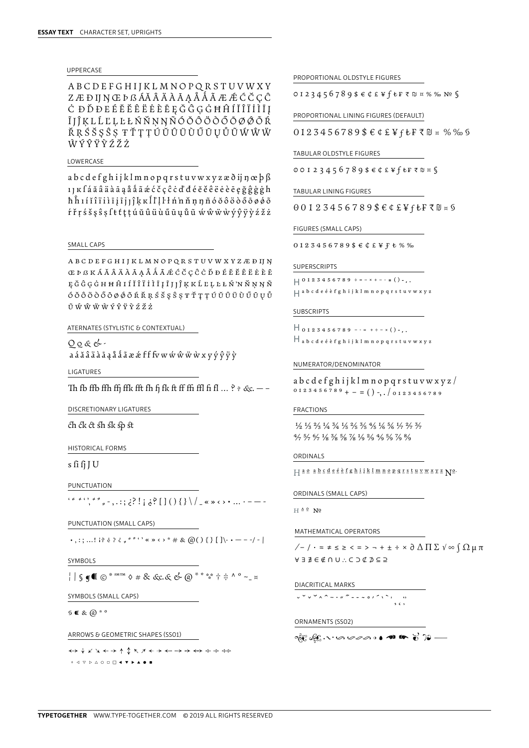**ESSAY TEXT** CHARACTER SET, UPRIGHTS

UPPERCASE

A B C D E F G H I J K L M N O P Q R S T U V W X Y Z Æ Ð Ĳ Ŋ Œ Þ ß Á Ă Â Ä À Ā Ą Å Ǻ Ã Æ Ǽ Ć Č Ç Ĉ Ċ Ď Đ Ð É Ě Ê Ë Ė È Ē Ę Ğ Ĝ Ģ Ġ Ħ Ĥ Í Ĭ Î Ï İ Ì Ī Į Ĩ Ĵ Ĵ Ķ L Ĺ Ľ Ļ Ŀ Ł Ń Ň Ņ Ŋ Ñ Ó Ŏ Ô Ö Ò Ő Ō Ø Ǿ Õ Ŕ Ř Ŗ Ś Š Ş Ŝ Ș Ŧ Ť Ţ Ț Ú Ŭ Û Ü Ù Ű Ū Ų Ů Ũ Ẃ Ŵ Ẅ Ẁ Ý Ŷ Ÿ Ỳ Ź Ž Ż

LOWERCASE

a b c d e f g h i j k l m n o p q r s t u v w x y z æ ð ĳ ŋ œ þ ß ı ȷ ĸ ſ á ă â ä à ā ą å ǻ ã ǽ ć č ç ĉ ċ ď đ é ě ê ë ė è ē ę ğ ĝ ģ ġ ħ ĥ ı í ĭ î ï i ì ī į ĩ ĵ ȷ ĵ ķ ĸ ĺ ľ ļ ŀ ł ń ŉ ň ņ ŋ ñ ó ŏ ô ö ò ő ō ø ǿ õ ŕ ř ŗ ś š ş ŝ ș ſ ŧ ť ţ ț ú ŭ û ü ù ű ū ų ů ũ ẃ ŵ ẅ ẁ ý ŷ ÿ ỳ ź ž ż

SMALL CAPS

A B C D E F G H I J K L M N O P Q R S T U V W X Y Z Æ Ð Ĳ Ŋ Œ Þ ß K Á Ă Â Ä À Ā Ą Å Ǻ Ã Ǽ Ć Č Ç Ĉ Ċ Ď Đ É Ě Ê Ë Ė È Ē Ę Ğ Ĝ Ģ Ġ Ħ Ĥ I Í Ĭ Î Ï İ Ì Ī Į Ĩ J Ĵ Ķ K Ĺ Ľ Ļ Ŀ Ł Ń ʼN Ň Ņ Ŋ Ñ Ó Ŏ Ô Ö Ò Ő Ō Ø Ǿ Õ Ŕ Ř Ŗ Ś Š Ş Ŝ Ș Ŧ Ť Ţ Ț Ú Ŭ Û Ü Ù Ű Ū Ų Ů Ũ Ẃ Ŵ Ẅ Ẁ Ý Ŷ Ÿ Ỳ Ź Ž Ż

ATERNATES (STYLISTIC & CONTEXTUAL)

Q Q & & -
a á ă â ä à ā ą å ǻ ã æ ǽ f f fv w ẃ ŵ ẅ ẁ x y ý ŷ ÿ ỳ

LIGATURES

Th fb ffb ffh ffj ffk fft fh fj fk ft ff ffi ffl fi fl … ? ? &c. — –

DISCRETIONARY LIGATURES

ch ck ct sh sk sp st

HISTORICAL FORMS

ſ ſi ſſ J U

PUNCTUATION

‘ “ ” ‘ ’ , “ ” „ - , . : ; ¿ ? ! ¡ ¿ ? [ ] ( ) { } \ / _ « » ‹ › • … · – — -

PUNCTUATION (SMALL CAPS)

• , : ; … ! ¡ ? ¿ ? ¿ „ “ ” ‘ ’ « » ‹ › * # & @ ( ) { } [ ] \ · • — – - / - |

SYMBOLS

¦ | § ¶ ⁋ © ® ℠ ™ ◊ # & &c. & & @ * * ⁑ ⁂ † ‡ ^ º ~ _ ¤

SYMBOLS (SMALL CAPS)

§ ⁋ & @ * º

ARROWS & GEOMETRIC SHAPES (SS01)

↔ ↓ ↙ ↘ ← → ↑ ↕ ↖ ↗ ⇠ ⇢ ⟵ ⟶ ⇒ ⟺ ⇷ ⇸ ⇹
◦ ◁ ▽ ▷ △ ○ □ ■ ◀ ▼ ▶ ▲ ● ■

PROPORTIONAL OLDSTYLE FIGURES

0 1 2 3 4 5 6 7 8 9 $ € ¢ £ ¥ ƒ ₺ ₣ ₹ ₪ ¤ % ‰ № §

PROPORTIONAL LINING FIGURES (DEFAULT)

0 1 2 3 4 5 6 7 8 9 $ € ¢ £ ¥ ƒ ₺ ₣ ₹ ₪ ¤ % ‰ §

TABULAR OLDSTYLE FIGURES

0 0 1 2 3 4 5 6 7 8 9 $ € ¢ £ ¥ ƒ ₺ ₣ ₹ ₪ ¤ §

TABULAR LINING FIGURES

0 0 1 2 3 4 5 6 7 8 9 $ € ¢ £ ¥ ƒ ₺ ₣ ₹ ₪ ¤ §

FIGURES (SMALL CAPS)

0 1 2 3 4 5 6 7 8 9 $ € ¢ £ ¥ ƒ ₺ % ‰

SUPERSCRIPTS

H 0 1 2 3 4 5 6 7 8 9 ÷ = − × + − · = ( ) - , .
H a b c d e é è f g h i j k l m n o p q r s t u v w x y z

SUBSCRIPTS

H 0 1 2 3 4 5 6 7 8 9 − · = + ÷ − × ( ) - , .
H a b c d e é è f g h i j k l m n o p q r s t u v w x y z

NUMERATOR/DENOMINATOR

a b c d e f g h i j k l m n o p q r s t u v w x y z /
0 1 2 3 4 5 6 7 8 9 + − = ( ) -, . / 0 1 2 3 4 5 6 7 8 9

FRACTIONS

½ ⅓ ⅔ ¼ ¾ ⅕ ⅖ ⅗ ⅘ ⅙ ⅚ ⅐ ²⁄₇ ³⁄₇
⁴⁄₇ ⁵⁄₇ ⁶⁄₇ ⅛ ⅜ ⅝ ⅞ ⅑ ²⁄₉ ⁴⁄₉ ⁵⁄₉ ⁷⁄₉ ⁸⁄₉

ORDINALS

H a o a b c d e é è f g h i j k l m n o p q r s t u v w x y z №

ORDINALS (SMALL CAPS)

H a o №

MATHEMATICAL OPERATORS

⁄ − / · = ≠ ≤ ≥ < = > ¬ + ± ÷ × ∂ ∆ ∏ ∑ √ ∞ ∫ Ω µ π
∀ ∃ ∄ ∈ ∉ ∩ ∪ ∴ ⊂ ⊃ ⊄ ⊅ ⊆ ⊇

DIACRITICAL MARKS

˘ ˇ ˇ ˇ ˆ ˆ ¨ · ˙ ˝ ˝ ¯ ¯ ˜ ˚ ´ ´ ` ` ˛ ‚ ‘ ’

ORNAMENTS (SS02)

TYPETOGETHER WWW.TYPE-TOGETHER.COM © 2019 ALL RIGHTS RESERVED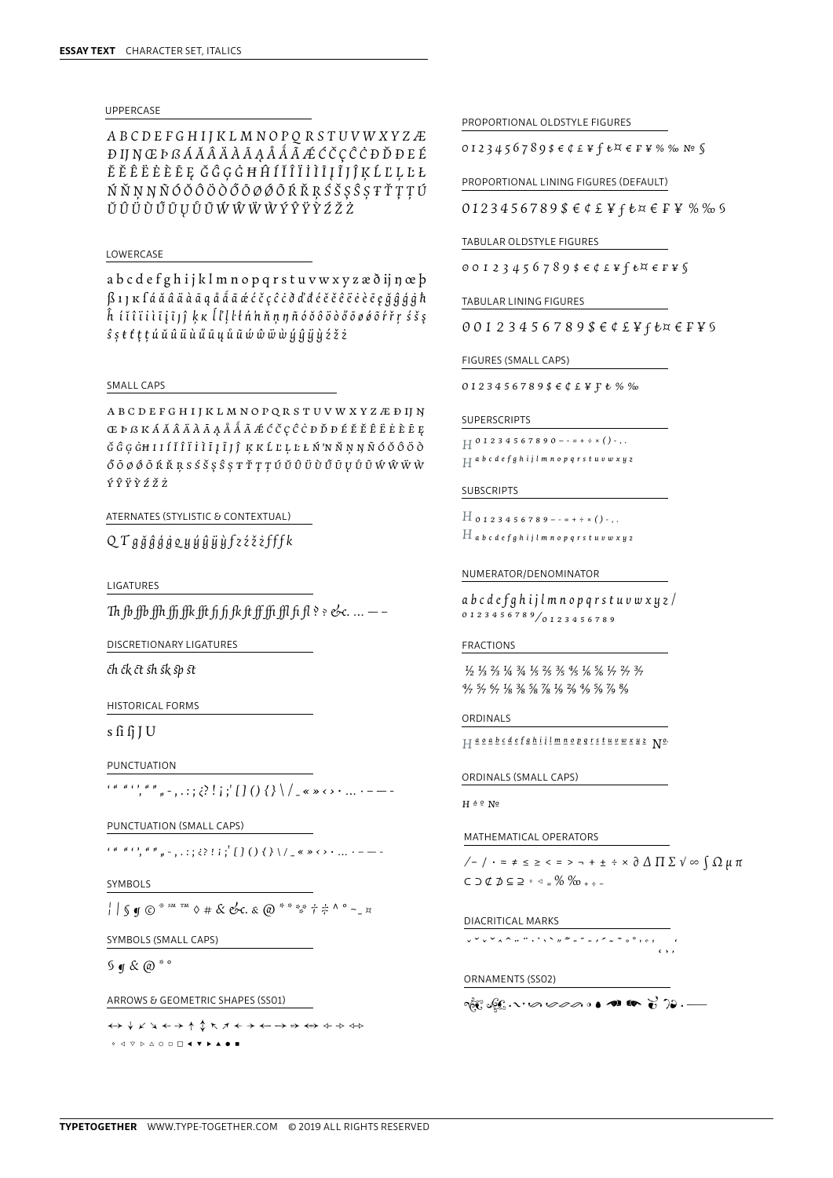**ESSAY TEXT** CHARACTER SET, ITALICS

UPPERCASE

*A B C D E F G H I J K L M N O P Q R S T U V W X Y Z Æ Ð IJ Ŋ Œ Þ ß Á Ă Â Ä À Ā Ą Å Ǻ Ã Ǽ Ć Č Ç Ĉ Ċ Ď Đ É Ĕ Ě Ê Ë Ė È Ē Ę Ğ Ĝ Ģ Ġ Ħ Ĥ Í Ĭ Î Ï İ Ì Ī Į Ĩ Ĵ Ķ Ĺ Ľ Ļ Ŀ Ł Ń Ň Ņ Ŋ Ñ Ó Ŏ Ô Ö Ò Ő Ō Ø Ǿ Õ Ŕ Ř Ŗ Ś Š Ş Ŝ Ș Ŧ Ť Ţ Ț Ú Ŭ Û Ü Ù Ű Ū Ų Ů Ũ Ẃ Ŵ Ẅ Ẁ Ý Ŷ Ÿ Ỳ Ź Ž Ż*

LOWERCASE

*a b c d e f g h i j k l m n o p q r s t u v w x y z æ ð ij ŋ œ þ ß ı ȷ ĸ ſ á ă â ä à ā ą å ǻ ã ǽ ć č ç ĉ ċ ď đ é ĕ ě ê ë ė è ē ę ğ ĝ ģ ġ ħ ĥ í ĭ î ï i ì ī į ĩ ĵ ķ ĸ ĺ ľ ļ ŀ ł ń ŉ ň ņ ŋ ñ ó ŏ ô ö ò ő ō ø ǿ õ ŕ ř ŗ ś š ş ŝ ș ŧ ť ţ ț ú ŭ û ü ù ű ū ų ů ũ ẃ ŵ ẅ ẁ ý ŷ ÿ ỳ ź ž ż*

SMALL CAPS

A B C D E F G H I J K L M N O P Q R S T U V W X Y Z Æ Ð IJ Ŋ Œ Þ ß ĸ Á Ă Â Ä À Ā Ą Å Ǻ Ã Ǽ Ć Č Ç Ĉ Ċ Ď Đ É Ĕ Ě Ê Ë Ė È Ē Ę Ğ Ĝ Ģ Ġ Ħ I I Í Ĭ Î Ï İ Ì Ī Į Ĩ J Ĵ Ķ ĸ Ĺ Ľ Ļ Ŀ Ł Ń ŉ Ň Ņ Ŋ Ñ Ó Ŏ Ô Ö Ò Ő Ō Ø Ǿ Õ Ŕ Ř Ŗ S Ś Š Ş Ŝ Ș Ŧ Ť Ţ Ț Ú Ŭ Û Ü Ù Ű Ū Ų Ů Ũ Ẃ Ŵ Ẅ Ẁ Ý Ŷ Ÿ Ỳ Ź Ž Ż

ATERNATES (STYLISTIC & CONTEXTUAL)

*Q T g ğ ĝ ģ ġ ǫ y ý ŷ ÿ ỳ f z ź ž ż f f f k*

LIGATURES

*Th fb ffb ffh ffj ffk fft fj fi fk ft ff ffi ffl fi fl ? ? &c. … — –*

DISCRETIONARY LIGATURES

*ch ck ct sh sk sp st*

HISTORICAL FORMS

s ſi ſj J U

PUNCTUATION

*' " " ' , " " „ - , . : ; ¿? ! ¡ ; ' [ ] ( ) { } \ / _ « » ‹ › • … · – — -*

PUNCTUATION (SMALL CAPS)

' " " ' , " " „ - , . : ; ¿? ! ¡ ; ' [ ] ( ) { } \ / _ « » ‹ › • … · – — -

SYMBOLS

*¦ | § ¶ © ® ℠ ™ ◊ # & &c. & @ * * ⁂ † ‡ ^ ° ~ _ ¤*

SYMBOLS (SMALL CAPS)

§ ¶ & @ * °

ARROWS & GEOMETRIC SHAPES (SS01)

↔ ↓ ↙ ↘ ← → ↑ ↕ ↖ ↗ ↞ ↠ ⟵ ⟶ ⇒ ⇔ ⇐ ⇒ ⇔
◦ ◁ ▽ ▷ △ ○ □ ◻ ◀ ▼ ▶ ▲ ● ■

PROPORTIONAL OLDSTYLE FIGURES

*0 1 2 3 4 5 6 7 8 9 $ € ¢ £ ¥ ƒ ₺ ¤ € ₣ ¥ % ‰ № §*

PROPORTIONAL LINING FIGURES (DEFAULT)

*0 1 2 3 4 5 6 7 8 9 $ € ¢ £ ¥ ƒ ₺ ¤ € ₣ ¥ % ‰ §*

TABULAR OLDSTYLE FIGURES

*0 0 1 2 3 4 5 6 7 8 9 $ € ¢ £ ¥ ƒ ₺ ¤ € ₣ ¥ §*

TABULAR LINING FIGURES

*0 0 1 2 3 4 5 6 7 8 9 $ € ¢ £ ¥ ƒ ₺ ¤ € ₣ ¥ §*

FIGURES (SMALL CAPS)

*0 1 2 3 4 5 6 7 8 9 $ € ¢ £ ¥ ₣ ₺ % ‰*

SUPERSCRIPTS

*H 0 1 2 3 4 5 6 7 8 9 0 – - = + ÷ × ( ) - , .*
*H a b c d e f g h i j l m n o p q r s t u v w x y z*

SUBSCRIPTS

*H 0 1 2 3 4 5 6 7 8 9 – - = + ÷ × ( ) - , .*
*H a b c d e f g h i j l m n o p q r s t u v w x y z*

NUMERATOR/DENOMINATOR

*a b c d e f g h i j l m n o p q r s t u v w x y z /*
*0 1 2 3 4 5 6 7 8 9 / 0 1 2 3 4 5 6 7 8 9*

FRACTIONS

½ ⅓ ⅔ ¼ ¾ ⅕ ⅖ ⅗ ⅘ ⅙ ⅚ ⅐ 2⁄7 3⁄7
4⁄7 5⁄7 6⁄7 ⅛ ⅜ ⅝ ⅞ ⅑ 2⁄9 4⁄9 5⁄9 7⁄9 8⁄9

ORDINALS

*H a o a b c d e f g h i j l m n o p q r s t u v w x y z №*

ORDINALS (SMALL CAPS)

H ª º №

MATHEMATICAL OPERATORS

*/ – / · ≈ ≠ ≤ ≥ < = > ¬ + ± ÷ × ∂ ∆ ∏ ∑ √ ∞ ∫ Ω µ π*
*⊂ ⊃ ⊄ ⊅ ⊆ ⊇ ◦ ◁ ₌ % ‰ ₊ ₊ ₋*

DIACRITICAL MARKS

ˇ ˘ ˇ ˘ ˆ ˆ ¨ ˙ ˋ ˎ ˝ ˜ ¯ ˛ ˊ ˜ ˚ ˛ ¸ ‹ › ,

ORNAMENTS (SS02)

❦ ❧ · ~ · ~ ~ ~ ~ ◦ • ❧ ❧ ❦ ❦ · —

**TYPETOGETHER** WWW.TYPE-TOGETHER.COM © 2019 ALL RIGHTS RESERVED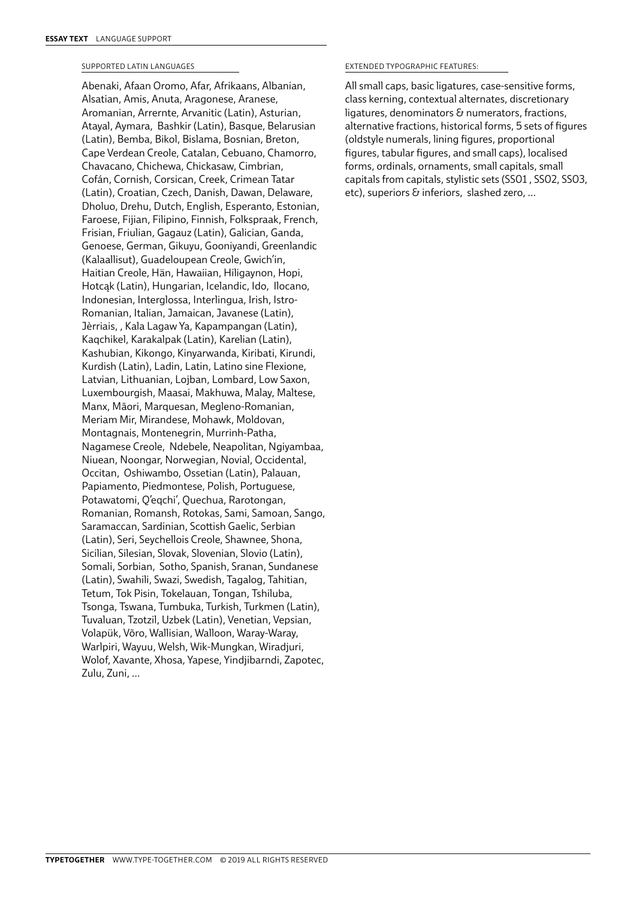## SUPPORTED LATIN LANGUAGES

Abenaki, Afaan Oromo, Afar, Afrikaans, Albanian, Alsatian, Amis, Anuta, Aragonese, Aranese, Aromanian, Arrernte, Arvanitic (Latin), Asturian, Atayal, Aymara, Bashkir (Latin), Basque, Belarusian (Latin), Bemba, Bikol, Bislama, Bosnian, Breton, Cape Verdean Creole, Catalan, Cebuano, Chamorro, Chavacano, Chichewa, Chickasaw, Cimbrian, Cofán, Cornish, Corsican, Creek, Crimean Tatar (Latin), Croatian, Czech, Danish, Dawan, Delaware, Dholuo, Drehu, Dutch, English, Esperanto, Estonian, Faroese, Fijian, Filipino, Finnish, Folkspraak, French, Frisian, Friulian, Gagauz (Latin), Galician, Ganda, Genoese, German, Gikuyu, Gooniyandi, Greenlandic (Kalaallisut), Guadeloupean Creole, Gwich'in, Haitian Creole, Hän, Hawaiian, Hiligaynon, Hopi, Hotcąk (Latin), Hungarian, Icelandic, Ido, Ilocano, Indonesian, Interglossa, Interlingua, Irish, Istro-Romanian, Italian, Jamaican, Javanese (Latin), Jèrriais, , Kala Lagaw Ya, Kapampangan (Latin), Kaqchikel, Karakalpak (Latin), Karelian (Latin), Kashubian, Kikongo, Kinyarwanda, Kiribati, Kirundi, Kurdish (Latin), Ladin, Latin, Latino sine Flexione, Latvian, Lithuanian, Lojban, Lombard, Low Saxon, Luxembourgish, Maasai, Makhuwa, Malay, Maltese, Manx, Māori, Marquesan, Megleno-Romanian, Meriam Mir, Mirandese, Mohawk, Moldovan, Montagnais, Montenegrin, Murrinh-Patha, Nagamese Creole, Ndebele, Neapolitan, Ngiyambaa, Niuean, Noongar, Norwegian, Novial, Occidental, Occitan, Oshiwambo, Ossetian (Latin), Palauan, Papiamento, Piedmontese, Polish, Portuguese, Potawatomi, Q'eqchi', Quechua, Rarotongan, Romanian, Romansh, Rotokas, Sami, Samoan, Sango, Saramaccan, Sardinian, Scottish Gaelic, Serbian (Latin), Seri, Seychellois Creole, Shawnee, Shona, Sicilian, Silesian, Slovak, Slovenian, Slovio (Latin), Somali, Sorbian, Sotho, Spanish, Sranan, Sundanese (Latin), Swahili, Swazi, Swedish, Tagalog, Tahitian, Tetum, Tok Pisin, Tokelauan, Tongan, Tshiluba, Tsonga, Tswana, Tumbuka, Turkish, Turkmen (Latin), Tuvaluan, Tzotzil, Uzbek (Latin), Venetian, Vepsian, Volapük, Võro, Wallisian, Walloon, Waray-Waray, Warlpiri, Wayuu, Welsh, Wik-Mungkan, Wiradjuri, Wolof, Xavante, Xhosa, Yapese, Yindjibarndi, Zapotec, Zulu, Zuni, ...

## EXTENDED TYPOGRAPHIC FEATURES:

All small caps, basic ligatures, case-sensitive forms, class kerning, contextual alternates, discretionary ligatures, denominators & numerators, fractions, alternative fractions, historical forms, 5 sets of figures (oldstyle numerals, lining figures, proportional figures, tabular figures, and small caps), localised forms, ordinals, ornaments, small capitals, small capitals from capitals, stylistic sets (SS01 , SS02, SS03, etc), superiors & inferiors, slashed zero, ...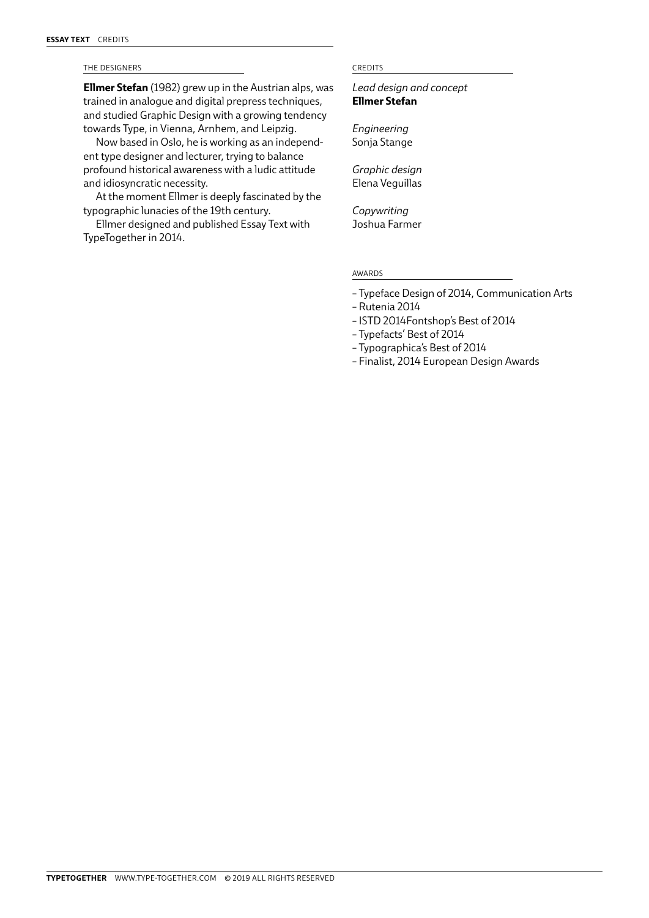## THE DESIGNERS

**Ellmer Stefan** (1982) grew up in the Austrian alps, was trained in analogue and digital prepress techniques, and studied Graphic Design with a growing tendency towards Type, in Vienna, Arnhem, and Leipzig.

Now based in Oslo, he is working as an independent type designer and lecturer, trying to balance profound historical awareness with a ludic attitude and idiosyncratic necessity.

At the moment Ellmer is deeply fascinated by the typographic lunacies of the 19th century.

Ellmer designed and published Essay Text with TypeTogether in 2014.

## CREDITS

*Lead design and concept*
**Ellmer Stefan**

*Engineering*
Sonja Stange

*Graphic design*
Elena Veguillas

*Copywriting*
Joshua Farmer

## AWARDS

- Typeface Design of 2014, Communication Arts
- Rutenia 2014
- ISTD 2014Fontshop's Best of 2014
- Typefacts' Best of 2014
- Typographica's Best of 2014
- Finalist, 2014 European Design Awards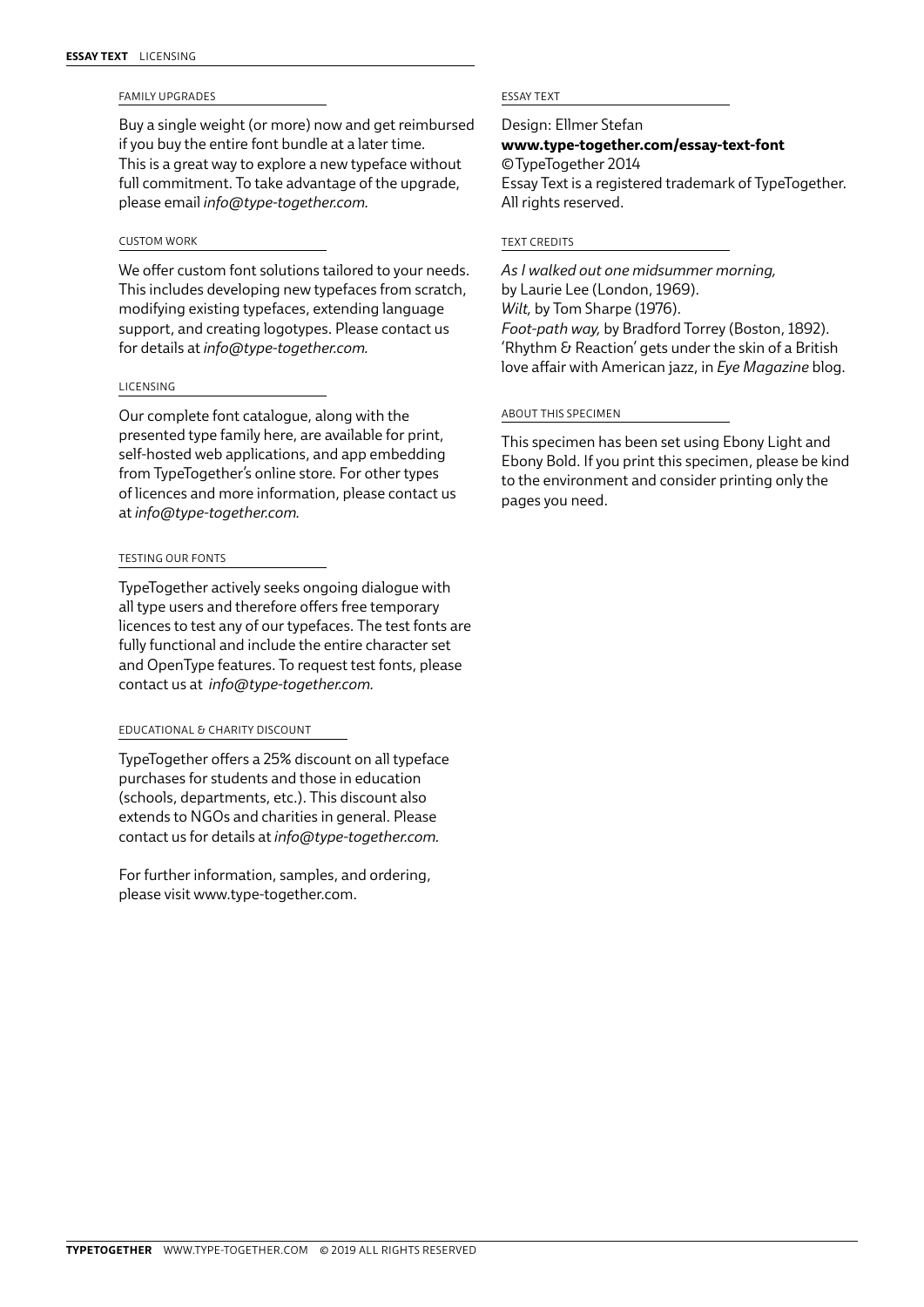## FAMILY UPGRADES

Buy a single weight (or more) now and get reimbursed if you buy the entire font bundle at a later time. This is a great way to explore a new typeface without full commitment. To take advantage of the upgrade, please email *info@type-together.com.*

## CUSTOM WORK

We offer custom font solutions tailored to your needs. This includes developing new typefaces from scratch, modifying existing typefaces, extending language support, and creating logotypes. Please contact us for details at *info@type-together.com.*

## LICENSING

Our complete font catalogue, along with the presented type family here, are available for print, self-hosted web applications, and app embedding from TypeTogether's online store. For other types of licences and more information, please contact us at *info@type-together.com.*

## TESTING OUR FONTS

TypeTogether actively seeks ongoing dialogue with all type users and therefore offers free temporary licences to test any of our typefaces. The test fonts are fully functional and include the entire character set and OpenType features. To request test fonts, please contact us at *info@type-together.com.*

## EDUCATIONAL & CHARITY DISCOUNT

TypeTogether offers a 25% discount on all typeface purchases for students and those in education (schools, departments, etc.). This discount also extends to NGOs and charities in general. Please contact us for details at *info@type-together.com.*

For further information, samples, and ordering, please visit www.type-together.com.

## ESSAY TEXT

Design: Ellmer Stefan
**www.type-together.com/essay-text-font**
©TypeTogether 2014
Essay Text is a registered trademark of TypeTogether.
All rights reserved.

## TEXT CREDITS

*As I walked out one midsummer morning,* by Laurie Lee (London, 1969).
*Wilt,* by Tom Sharpe (1976).
*Foot-path way,* by Bradford Torrey (Boston, 1892).
'Rhythm & Reaction' gets under the skin of a British love affair with American jazz, in *Eye Magazine* blog.

## ABOUT THIS SPECIMEN

This specimen has been set using Ebony Light and Ebony Bold. If you print this specimen, please be kind to the environment and consider printing only the pages you need.